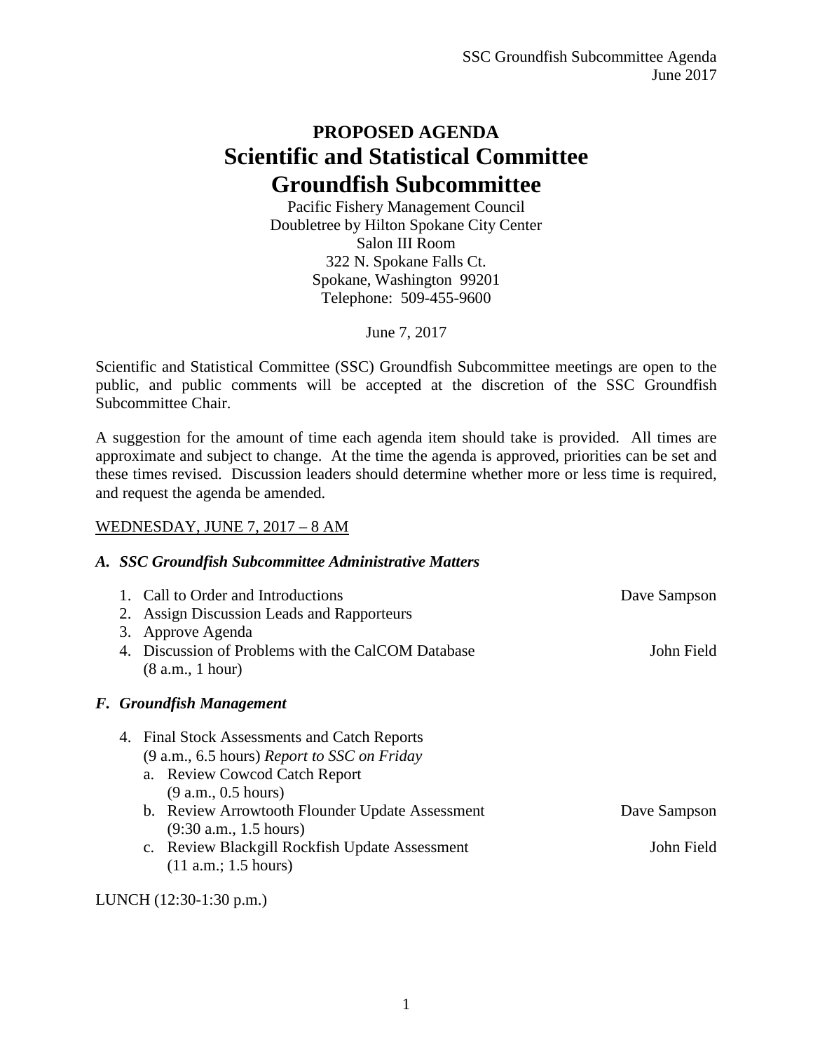# PROPOSED AGENDA
# Scientific and Statistical Committee
# Groundfish Subcommittee

Pacific Fishery Management Council
Doubletree by Hilton Spokane City Center
Salon III Room
322 N. Spokane Falls Ct.
Spokane, Washington 99201
Telephone: 509-455-9600

June 7, 2017

Scientific and Statistical Committee (SSC) Groundfish Subcommittee meetings are open to the public, and public comments will be accepted at the discretion of the SSC Groundfish Subcommittee Chair.

A suggestion for the amount of time each agenda item should take is provided. All times are approximate and subject to change. At the time the agenda is approved, priorities can be set and these times revised. Discussion leaders should determine whether more or less time is required, and request the agenda be amended.

WEDNESDAY, JUNE 7, 2017 – 8 AM

### *A. SSC Groundfish Subcommittee Administrative Matters*

1. Call to Order and Introductions — Dave Sampson
2. Assign Discussion Leads and Rapporteurs
3. Approve Agenda
4. Discussion of Problems with the CalCOM Database — John Field
   (8 a.m., 1 hour)

### *F. Groundfish Management*

4. Final Stock Assessments and Catch Reports
   (9 a.m., 6.5 hours) *Report to SSC on Friday*
   a. Review Cowcod Catch Report
      (9 a.m., 0.5 hours)
   b. Review Arrowtooth Flounder Update Assessment — Dave Sampson
      (9:30 a.m., 1.5 hours)
   c. Review Blackgill Rockfish Update Assessment — John Field
      (11 a.m.; 1.5 hours)

LUNCH (12:30-1:30 p.m.)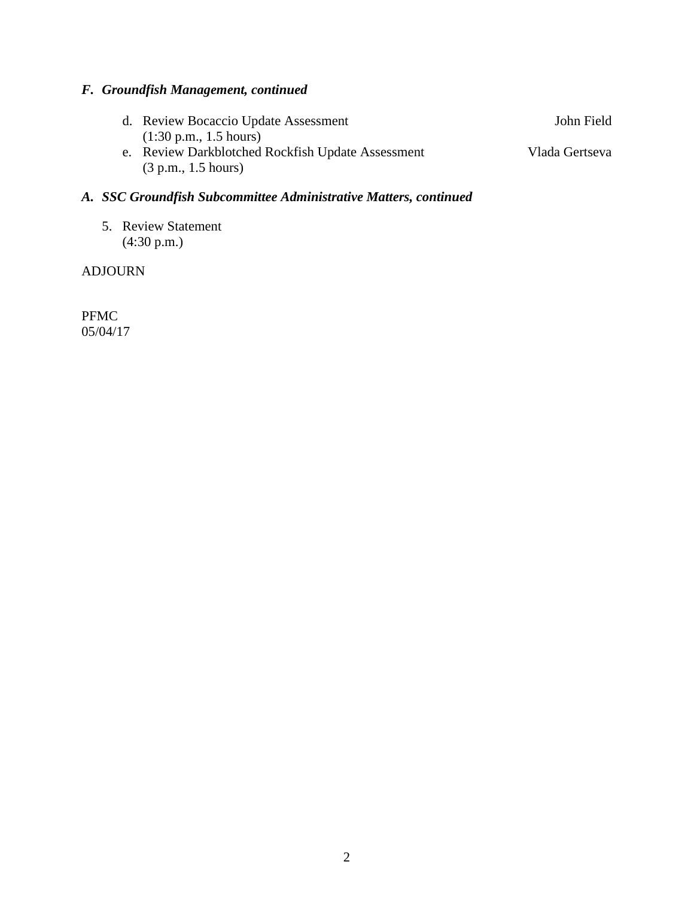### *F. Groundfish Management, continued*

d. Review Bocaccio Update Assessment — John Field
(1:30 p.m., 1.5 hours)

e. Review Darkblotched Rockfish Update Assessment — Vlada Gertseva
(3 p.m., 1.5 hours)

### *A. SSC Groundfish Subcommittee Administrative Matters, continued*

5. Review Statement
(4:30 p.m.)

ADJOURN

PFMC
05/04/17